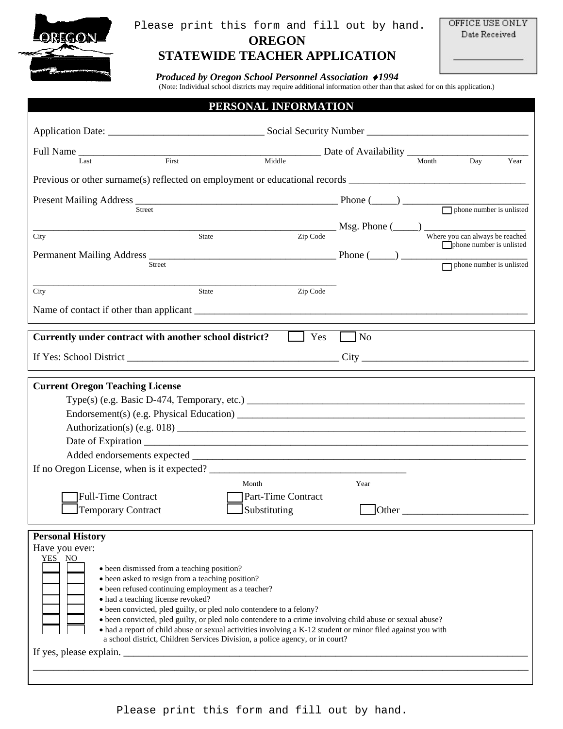Please print this form and fill out by hand.

# OREGON
# STATEWIDE TEACHER APPLICATION

OFFICE USE ONLY
Date Received

_____________

***Produced by Oregon School Personnel Association ♦1994***

(Note: Individual school districts may require additional information other than that asked for on this application.)

## PERSONAL INFORMATION

Application Date: ______________________________ Social Security Number _______________________________

Full Name _______________________________________________ Date of Availability ________________________
Last First Middle Month Day Year

Previous or other surname(s) reflected on employment or educational records __________________________________

Present Mailing Address ________________________________________ Phone (_____) _________________________
Street ☐ phone number is unlisted

____________________________________________________________ Msg. Phone (_____) ____________________
City State Zip Code Where you can always be reached
☐ phone number is unlisted

Permanent Mailing Address _____________________________________ Phone (_____) _________________________
Street ☐ phone number is unlisted

____________________________________________________________
City State Zip Code

Name of contact if other than applicant ____________________________________________________________________

**Currently under contract with another school district?** ☐ Yes ☐ No

If Yes: School District __________________________________________ City ________________________________

**Current Oregon Teaching License**

Type(s) (e.g. Basic D-474, Temporary, etc.) ________________________________________________________

Endorsement(s) (e.g. Physical Education) __________________________________________________________

Authorization(s) (e.g. 018) ______________________________________________________________________

Date of Expiration ______________________________________________________________________________

Added endorsements expected ____________________________________________________________________

If no Oregon License, when is it expected? ______________________________________
Month Year

☐ Full-Time Contract ☐ Part-Time Contract
☐ Temporary Contract ☐ Substituting ☐ Other ________________________

**Personal History**

Have you ever:

| YES | NO | |
|---|---|---|
| ☐ | ☐ | • been dismissed from a teaching position? |
| ☐ | ☐ | • been asked to resign from a teaching position? |
| ☐ | ☐ | • been refused continuing employment as a teacher? |
| ☐ | ☐ | • had a teaching license revoked? |
| ☐ | ☐ | • been convicted, pled guilty, or pled nolo contendere to a felony? |
| ☐ | ☐ | • been convicted, pled guilty, or pled nolo contendere to a crime involving child abuse or sexual abuse? |
| ☐ | ☐ | • had a report of child abuse or sexual activities involving a K-12 student or minor filed against you with a school district, Children Services Division, a police agency, or in court? |

If yes, please explain. ____________________________________________________________________________

__________________________________________________________________________________________________

Please print this form and fill out by hand.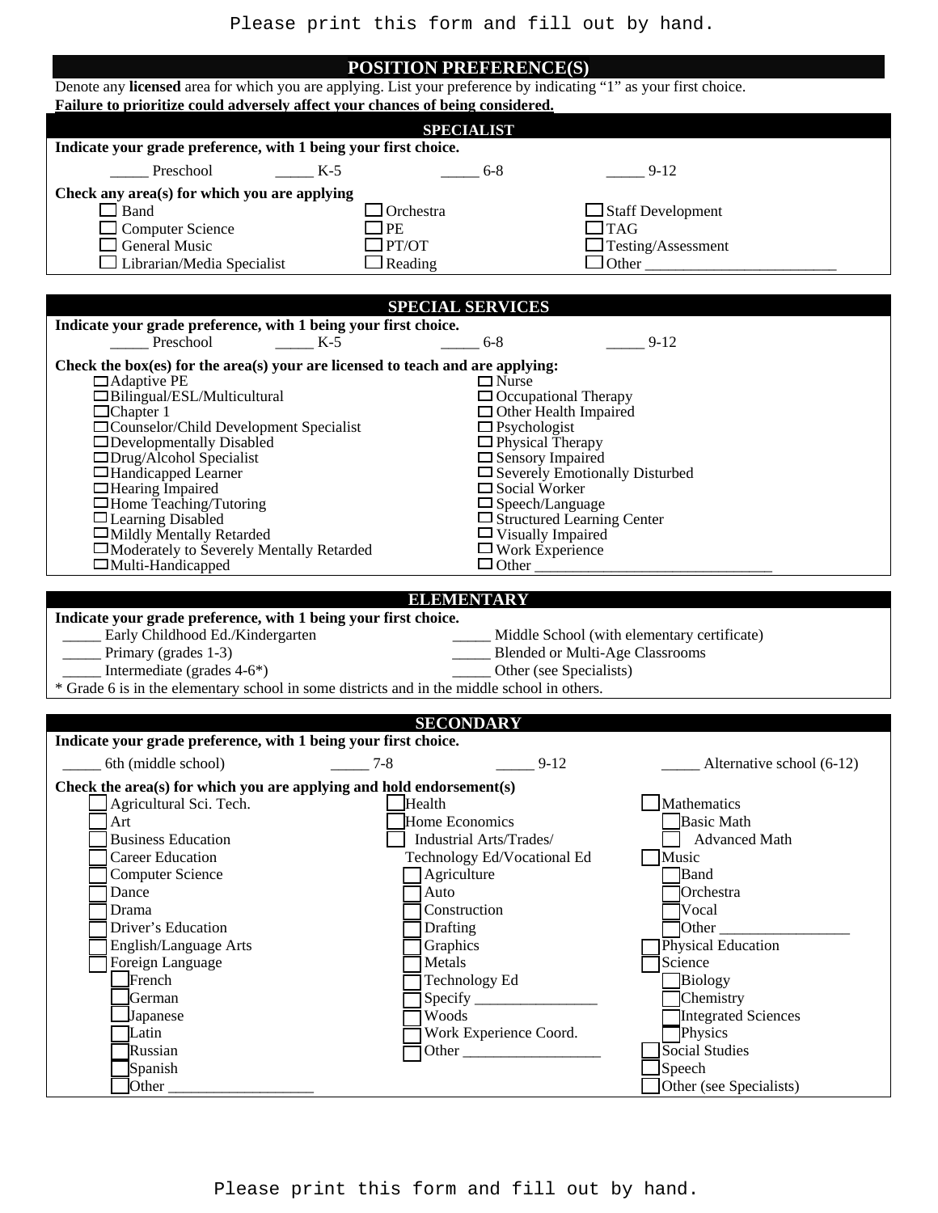Please print this form and fill out by hand.

## POSITION PREFERENCE(S)

Denote any **licensed** area for which you are applying. List your preference by indicating “1” as your first choice.
**Failure to prioritize could adversely affect your chances of being considered.**

### SPECIALIST

**Indicate your grade preference, with 1 being your first choice.**

_____ Preschool _____ K-5 _____ 6-8 _____ 9-12

**Check any area(s) for which you are applying**

- ☐ Band
- ☐ Computer Science
- ☐ General Music
- ☐ Librarian/Media Specialist
- ☐ Orchestra
- ☐ PE
- ☐ PT/OT
- ☐ Reading
- ☐ Staff Development
- ☐ TAG
- ☐ Testing/Assessment
- ☐ Other _________________________

### SPECIAL SERVICES

**Indicate your grade preference, with 1 being your first choice.**

_____ Preschool _____ K-5 _____ 6-8 _____ 9-12

**Check the box(es) for the area(s) your are licensed to teach and are applying:**

- ☐ Adaptive PE
- ☐ Bilingual/ESL/Multicultural
- ☐ Chapter 1
- ☐ Counselor/Child Development Specialist
- ☐ Developmentally Disabled
- ☐ Drug/Alcohol Specialist
- ☐ Handicapped Learner
- ☐ Hearing Impaired
- ☐ Home Teaching/Tutoring
- ☐ Learning Disabled
- ☐ Mildly Mentally Retarded
- ☐ Moderately to Severely Mentally Retarded
- ☐ Multi-Handicapped
- ☐ Nurse
- ☐ Occupational Therapy
- ☐ Other Health Impaired
- ☐ Psychologist
- ☐ Physical Therapy
- ☐ Sensory Impaired
- ☐ Severely Emotionally Disturbed
- ☐ Social Worker
- ☐ Speech/Language
- ☐ Structured Learning Center
- ☐ Visually Impaired
- ☐ Work Experience
- ☐ Other _______________________________

### ELEMENTARY

**Indicate your grade preference, with 1 being your first choice.**

- _____ Early Childhood Ed./Kindergarten
- _____ Primary (grades 1-3)
- _____ Intermediate (grades 4-6*)
- _____ Middle School (with elementary certificate)
- _____ Blended or Multi-Age Classrooms
- _____ Other (see Specialists)

* Grade 6 is in the elementary school in some districts and in the middle school in others.

### SECONDARY

**Indicate your grade preference, with 1 being your first choice.**

_____ 6th (middle school) _____ 7-8 _____ 9-12 _____ Alternative school (6-12)

**Check the area(s) for which you are applying and hold endorsement(s)**

- ☐ Agricultural Sci. Tech.
- ☐ Art
- ☐ Business Education
- ☐ Career Education
- ☐ Computer Science
- ☐ Dance
- ☐ Drama
- ☐ Driver’s Education
- ☐ English/Language Arts
- ☐ Foreign Language
  - ☐ French
  - ☐ German
  - ☐ Japanese
  - ☐ Latin
  - ☐ Russian
  - ☐ Spanish
  - ☐ Other ___________________
- ☐ Health
- ☐ Home Economics
- ☐ Industrial Arts/Trades/ Technology Ed/Vocational Ed
  - ☐ Agriculture
  - ☐ Auto
  - ☐ Construction
  - ☐ Drafting
  - ☐ Graphics
  - ☐ Metals
  - ☐ Technology Ed
  - ☐ Specify ________________
  - ☐ Woods
  - ☐ Work Experience Coord.
  - ☐ Other __________________
- ☐ Mathematics
  - ☐ Basic Math
  - ☐ Advanced Math
- ☐ Music
  - ☐ Band
  - ☐ Orchestra
  - ☐ Vocal
  - ☐ Other _________________
- ☐ Physical Education
- ☐ Science
  - ☐ Biology
  - ☐ Chemistry
  - ☐ Integrated Sciences
  - ☐ Physics
- ☐ Social Studies
- ☐ Speech
- ☐ Other (see Specialists)

Please print this form and fill out by hand.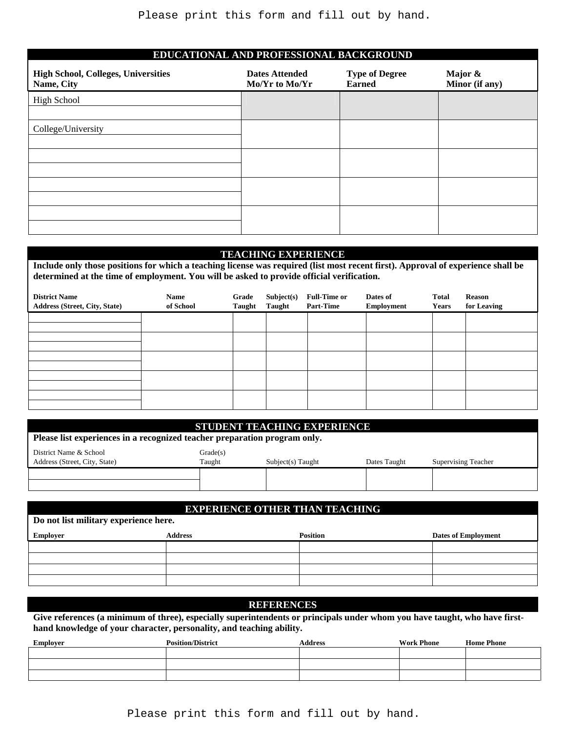Please print this form and fill out by hand.

## EDUCATIONAL AND PROFESSIONAL BACKGROUND

| High School, Colleges, Universities Name, City | Dates Attended Mo/Yr to Mo/Yr | Type of Degree Earned | Major & Minor (if any) |
|---|---|---|---|
| High School | | | |
| College/University | | | |
| | | | |
| | | | |
| | | | |

## TEACHING EXPERIENCE

**Include only those positions for which a teaching license was required (list most recent first). Approval of experience shall be determined at the time of employment. You will be asked to provide official verification.**

| District Name Address (Street, City, State) | Name of School | Grade Taught | Subject(s) Taught | Full-Time or Part-Time | Dates of Employment | Total Years | Reason for Leaving |
|---|---|---|---|---|---|---|---|
| | | | | | | | |
| | | | | | | | |
| | | | | | | | |
| | | | | | | | |
| | | | | | | | |

## STUDENT TEACHING EXPERIENCE

**Please list experiences in a recognized teacher preparation program only.**

| District Name & School Address (Street, City, State) | Grade(s) Taught | Subject(s) Taught | Dates Taught | Supervising Teacher |
|---|---|---|---|---|
| | | | | |

## EXPERIENCE OTHER THAN TEACHING

**Do not list military experience here.**

| Employer | Address | Position | Dates of Employment |
|---|---|---|---|
| | | | |
| | | | |
| | | | |
| | | | |

## REFERENCES

**Give references (a minimum of three), especially superintendents or principals under whom you have taught, who have first-hand knowledge of your character, personality, and teaching ability.**

| Employer | Position/District | Address | Work Phone | Home Phone |
|---|---|---|---|---|
| | | | | |
| | | | | |
| | | | | |

Please print this form and fill out by hand.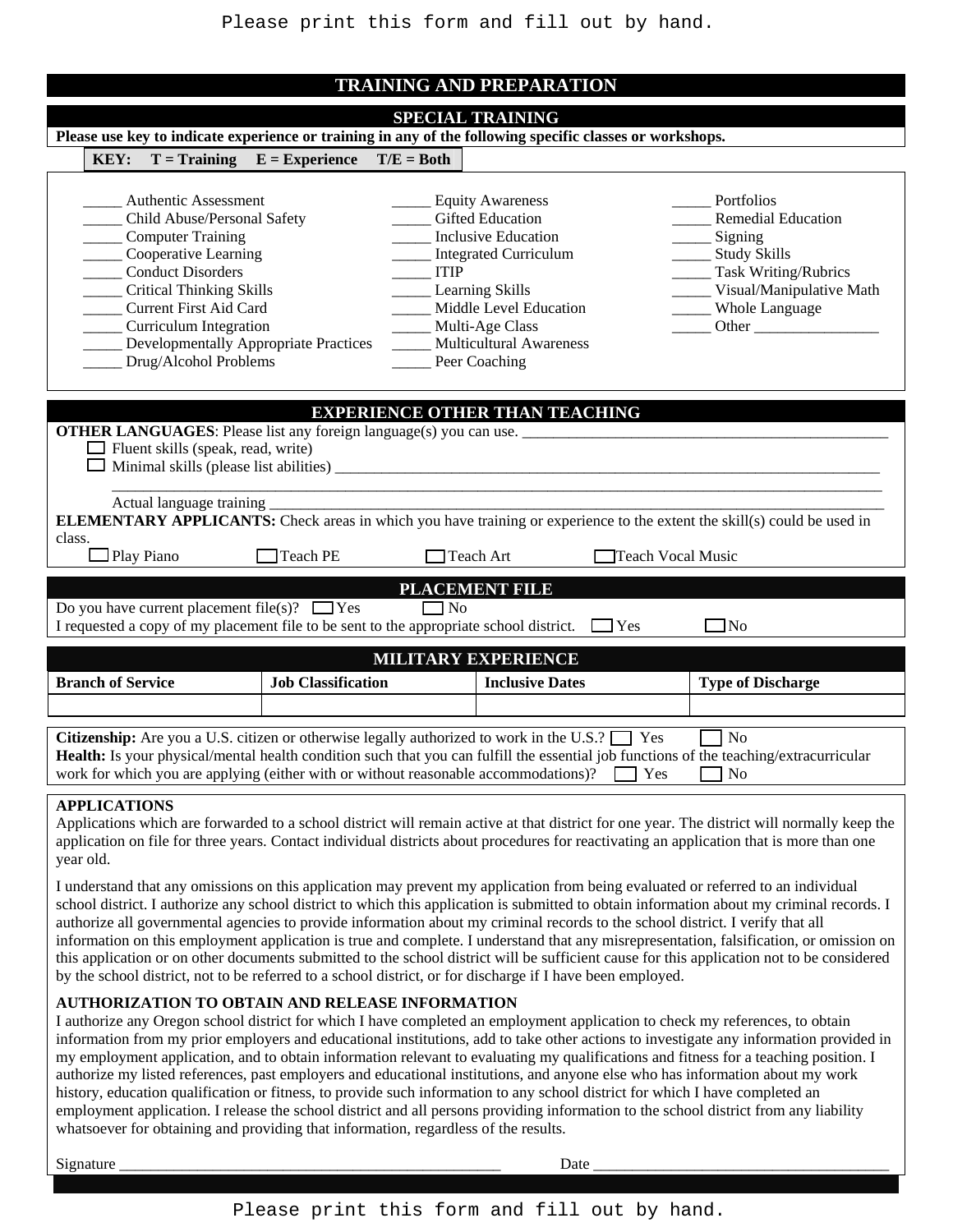Please print this form and fill out by hand.

# TRAINING AND PREPARATION

## SPECIAL TRAINING

**Please use key to indicate experience or training in any of the following specific classes or workshops.**

**KEY: T = Training E = Experience T/E = Both**

_____ Authentic Assessment
_____ Child Abuse/Personal Safety
_____ Computer Training
_____ Cooperative Learning
_____ Conduct Disorders
_____ Critical Thinking Skills
_____ Current First Aid Card
_____ Curriculum Integration
_____ Developmentally Appropriate Practices
_____ Drug/Alcohol Problems
_____ Equity Awareness
_____ Gifted Education
_____ Inclusive Education
_____ Integrated Curriculum
_____ ITIP
_____ Learning Skills
_____ Middle Level Education
_____ Multi-Age Class
_____ Multicultural Awareness
_____ Peer Coaching
_____ Portfolios
_____ Remedial Education
_____ Signing
_____ Study Skills
_____ Task Writing/Rubrics
_____ Visual/Manipulative Math
_____ Whole Language
_____ Other ________________

## EXPERIENCE OTHER THAN TEACHING

**OTHER LANGUAGES**: Please list any foreign language(s) you can use. ________________________________________________

☐ Fluent skills (speak, read, write)
☐ Minimal skills (please list abilities) ________________________________________________________________________
______________________________________________________________________________________________
Actual language training ____________________________________________________________________________________

**ELEMENTARY APPLICANTS:** Check areas in which you have training or experience to the extent the skill(s) could be used in class.

☐ Play Piano ☐ Teach PE ☐ Teach Art ☐ Teach Vocal Music

## PLACEMENT FILE

Do you have current placement file(s)? ☐ Yes ☐ No

I requested a copy of my placement file to be sent to the appropriate school district. ☐ Yes ☐ No

## MILITARY EXPERIENCE

| Branch of Service | Job Classification | Inclusive Dates | Type of Discharge |
|---|---|---|---|
| | | | |

**Citizenship:** Are you a U.S. citizen or otherwise legally authorized to work in the U.S.? ☐ Yes ☐ No

**Health:** Is your physical/mental health condition such that you can fulfill the essential job functions of the teaching/extracurricular work for which you are applying (either with or without reasonable accommodations)? ☐ Yes ☐ No

### APPLICATIONS

Applications which are forwarded to a school district will remain active at that district for one year. The district will normally keep the application on file for three years. Contact individual districts about procedures for reactivating an application that is more than one year old.

I understand that any omissions on this application may prevent my application from being evaluated or referred to an individual school district. I authorize any school district to which this application is submitted to obtain information about my criminal records. I authorize all governmental agencies to provide information about my criminal records to the school district. I verify that all information on this employment application is true and complete. I understand that any misrepresentation, falsification, or omission on this application or on other documents submitted to the school district will be sufficient cause for this application not to be considered by the school district, not to be referred to a school district, or for discharge if I have been employed.

### AUTHORIZATION TO OBTAIN AND RELEASE INFORMATION

I authorize any Oregon school district for which I have completed an employment application to check my references, to obtain information from my prior employers and educational institutions, add to take other actions to investigate any information provided in my employment application, and to obtain information relevant to evaluating my qualifications and fitness for a teaching position. I authorize my listed references, past employers and educational institutions, and anyone else who has information about my work history, education qualification or fitness, to provide such information to any school district for which I have completed an employment application. I release the school district and all persons providing information to the school district from any liability whatsoever for obtaining and providing that information, regardless of the results.

Signature ___________________________________________________ Date _______________________________________

Please print this form and fill out by hand.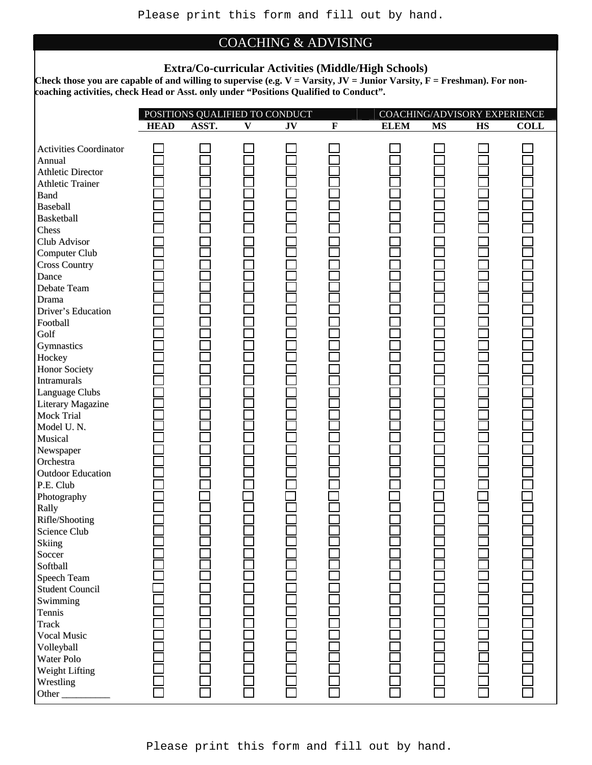Please print this form and fill out by hand.

## COACHING & ADVISING

### Extra/Co-curricular Activities (Middle/High Schools)

**Check those you are capable of and willing to supervise (e.g. V = Varsity, JV = Junior Varsity, F = Freshman). For non-coaching activities, check Head or Asst. only under "Positions Qualified to Conduct".**

| | POSITIONS QUALIFIED TO CONDUCT | | | | | COACHING/ADVISORY EXPERIENCE | | | |
|---|---|---|---|---|---|---|---|---|---|
| | **HEAD** | **ASST.** | **V** | **JV** | **F** | **ELEM** | **MS** | **HS** | **COLL** |
| Activities Coordinator | ☐ | ☐ | ☐ | ☐ | ☐ | ☐ | ☐ | ☐ | ☐ |
| Annual | ☐ | ☐ | ☐ | ☐ | ☐ | ☐ | ☐ | ☐ | ☐ |
| Athletic Director | ☐ | ☐ | ☐ | ☐ | ☐ | ☐ | ☐ | ☐ | ☐ |
| Athletic Trainer | ☐ | ☐ | ☐ | ☐ | ☐ | ☐ | ☐ | ☐ | ☐ |
| Band | ☐ | ☐ | ☐ | ☐ | ☐ | ☐ | ☐ | ☐ | ☐ |
| Baseball | ☐ | ☐ | ☐ | ☐ | ☐ | ☐ | ☐ | ☐ | ☐ |
| Basketball | ☐ | ☐ | ☐ | ☐ | ☐ | ☐ | ☐ | ☐ | ☐ |
| Chess | ☐ | ☐ | ☐ | ☐ | ☐ | ☐ | ☐ | ☐ | ☐ |
| Club Advisor | ☐ | ☐ | ☐ | ☐ | ☐ | ☐ | ☐ | ☐ | ☐ |
| Computer Club | ☐ | ☐ | ☐ | ☐ | ☐ | ☐ | ☐ | ☐ | ☐ |
| Cross Country | ☐ | ☐ | ☐ | ☐ | ☐ | ☐ | ☐ | ☐ | ☐ |
| Dance | ☐ | ☐ | ☐ | ☐ | ☐ | ☐ | ☐ | ☐ | ☐ |
| Debate Team | ☐ | ☐ | ☐ | ☐ | ☐ | ☐ | ☐ | ☐ | ☐ |
| Drama | ☐ | ☐ | ☐ | ☐ | ☐ | ☐ | ☐ | ☐ | ☐ |
| Driver's Education | ☐ | ☐ | ☐ | ☐ | ☐ | ☐ | ☐ | ☐ | ☐ |
| Football | ☐ | ☐ | ☐ | ☐ | ☐ | ☐ | ☐ | ☐ | ☐ |
| Golf | ☐ | ☐ | ☐ | ☐ | ☐ | ☐ | ☐ | ☐ | ☐ |
| Gymnastics | ☐ | ☐ | ☐ | ☐ | ☐ | ☐ | ☐ | ☐ | ☐ |
| Hockey | ☐ | ☐ | ☐ | ☐ | ☐ | ☐ | ☐ | ☐ | ☐ |
| Honor Society | ☐ | ☐ | ☐ | ☐ | ☐ | ☐ | ☐ | ☐ | ☐ |
| Intramurals | ☐ | ☐ | ☐ | ☐ | ☐ | ☐ | ☐ | ☐ | ☐ |
| Language Clubs | ☐ | ☐ | ☐ | ☐ | ☐ | ☐ | ☐ | ☐ | ☐ |
| Literary Magazine | ☐ | ☐ | ☐ | ☐ | ☐ | ☐ | ☐ | ☐ | ☐ |
| Mock Trial | ☐ | ☐ | ☐ | ☐ | ☐ | ☐ | ☐ | ☐ | ☐ |
| Model U. N. | ☐ | ☐ | ☐ | ☐ | ☐ | ☐ | ☐ | ☐ | ☐ |
| Musical | ☐ | ☐ | ☐ | ☐ | ☐ | ☐ | ☐ | ☐ | ☐ |
| Newspaper | ☐ | ☐ | ☐ | ☐ | ☐ | ☐ | ☐ | ☐ | ☐ |
| Orchestra | ☐ | ☐ | ☐ | ☐ | ☐ | ☐ | ☐ | ☐ | ☐ |
| Outdoor Education | ☐ | ☐ | ☐ | ☐ | ☐ | ☐ | ☐ | ☐ | ☐ |
| P.E. Club | ☐ | ☐ | ☐ | ☐ | ☐ | ☐ | ☐ | ☐ | ☐ |
| Photography | ☐ | ☐ | ☐ | ☐ | ☐ | ☐ | ☐ | ☐ | ☐ |
| Rally | ☐ | ☐ | ☐ | ☐ | ☐ | ☐ | ☐ | ☐ | ☐ |
| Rifle/Shooting | ☐ | ☐ | ☐ | ☐ | ☐ | ☐ | ☐ | ☐ | ☐ |
| Science Club | ☐ | ☐ | ☐ | ☐ | ☐ | ☐ | ☐ | ☐ | ☐ |
| Skiing | ☐ | ☐ | ☐ | ☐ | ☐ | ☐ | ☐ | ☐ | ☐ |
| Soccer | ☐ | ☐ | ☐ | ☐ | ☐ | ☐ | ☐ | ☐ | ☐ |
| Softball | ☐ | ☐ | ☐ | ☐ | ☐ | ☐ | ☐ | ☐ | ☐ |
| Speech Team | ☐ | ☐ | ☐ | ☐ | ☐ | ☐ | ☐ | ☐ | ☐ |
| Student Council | ☐ | ☐ | ☐ | ☐ | ☐ | ☐ | ☐ | ☐ | ☐ |
| Swimming | ☐ | ☐ | ☐ | ☐ | ☐ | ☐ | ☐ | ☐ | ☐ |
| Tennis | ☐ | ☐ | ☐ | ☐ | ☐ | ☐ | ☐ | ☐ | ☐ |
| Track | ☐ | ☐ | ☐ | ☐ | ☐ | ☐ | ☐ | ☐ | ☐ |
| Vocal Music | ☐ | ☐ | ☐ | ☐ | ☐ | ☐ | ☐ | ☐ | ☐ |
| Volleyball | ☐ | ☐ | ☐ | ☐ | ☐ | ☐ | ☐ | ☐ | ☐ |
| Water Polo | ☐ | ☐ | ☐ | ☐ | ☐ | ☐ | ☐ | ☐ | ☐ |
| Weight Lifting | ☐ | ☐ | ☐ | ☐ | ☐ | ☐ | ☐ | ☐ | ☐ |
| Wrestling | ☐ | ☐ | ☐ | ☐ | ☐ | ☐ | ☐ | ☐ | ☐ |
| Other __________ | ☐ | ☐ | ☐ | ☐ | ☐ | ☐ | ☐ | ☐ | ☐ |

Please print this form and fill out by hand.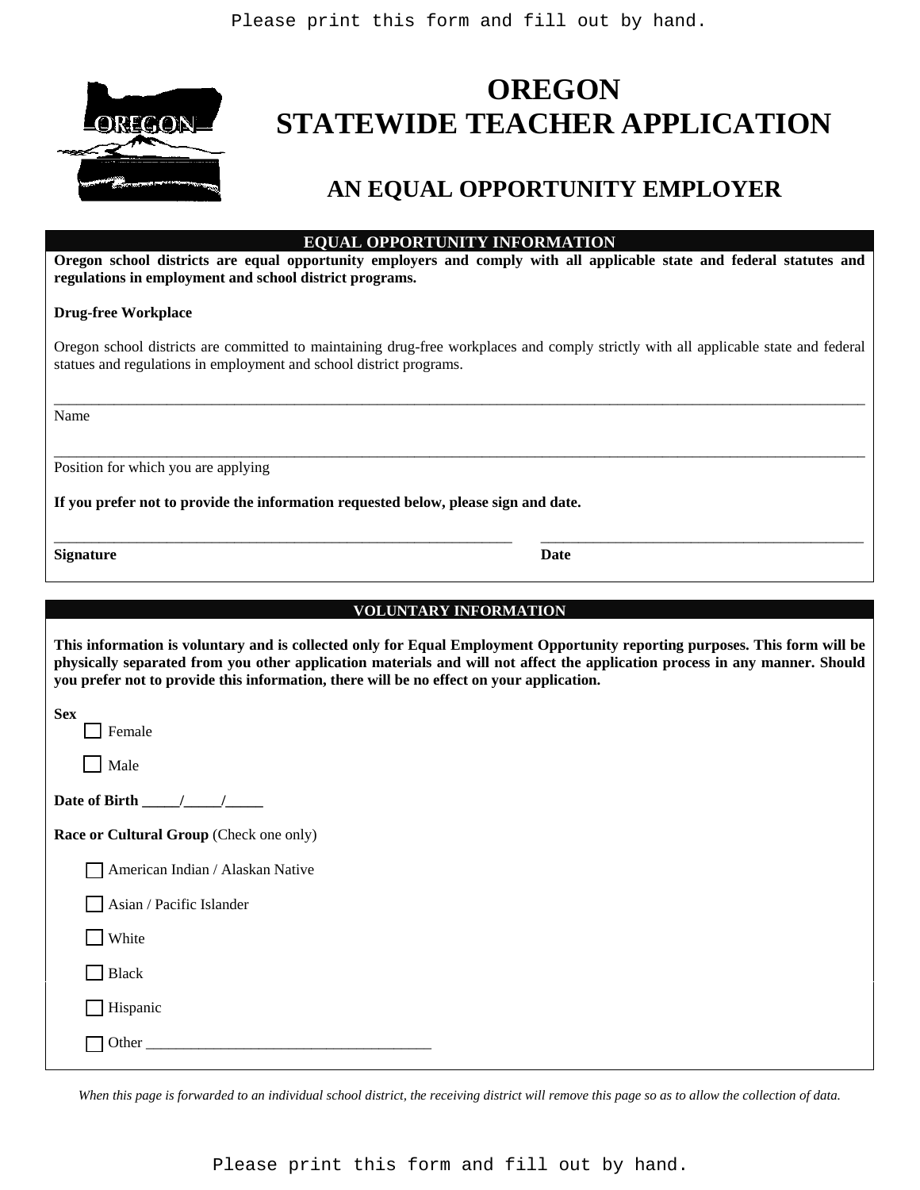Please print this form and fill out by hand.

# OREGON
# STATEWIDE TEACHER APPLICATION

## AN EQUAL OPPORTUNITY EMPLOYER

### EQUAL OPPORTUNITY INFORMATION

**Oregon school districts are equal opportunity employers and comply with all applicable state and federal statutes and regulations in employment and school district programs.**

**Drug-free Workplace**

Oregon school districts are committed to maintaining drug-free workplaces and comply strictly with all applicable state and federal statues and regulations in employment and school district programs.

______________________________________________________________________________
Name

______________________________________________________________________________
Position for which you are applying

**If you prefer not to provide the information requested below, please sign and date.**

______________________________________________ ________________________________
**Signature** **Date**

### VOLUNTARY INFORMATION

**This information is voluntary and is collected only for Equal Employment Opportunity reporting purposes. This form will be physically separated from you other application materials and will not affect the application process in any manner. Should you prefer not to provide this information, there will be no effect on your application.**

**Sex**

- ☐ Female
- ☐ Male

**Date of Birth _____/_____/_____**

**Race or Cultural Group** (Check one only)

- ☐ American Indian / Alaskan Native
- ☐ Asian / Pacific Islander
- ☐ White
- ☐ Black
- ☐ Hispanic
- ☐ Other ____________________________________

*When this page is forwarded to an individual school district, the receiving district will remove this page so as to allow the collection of data.*

Please print this form and fill out by hand.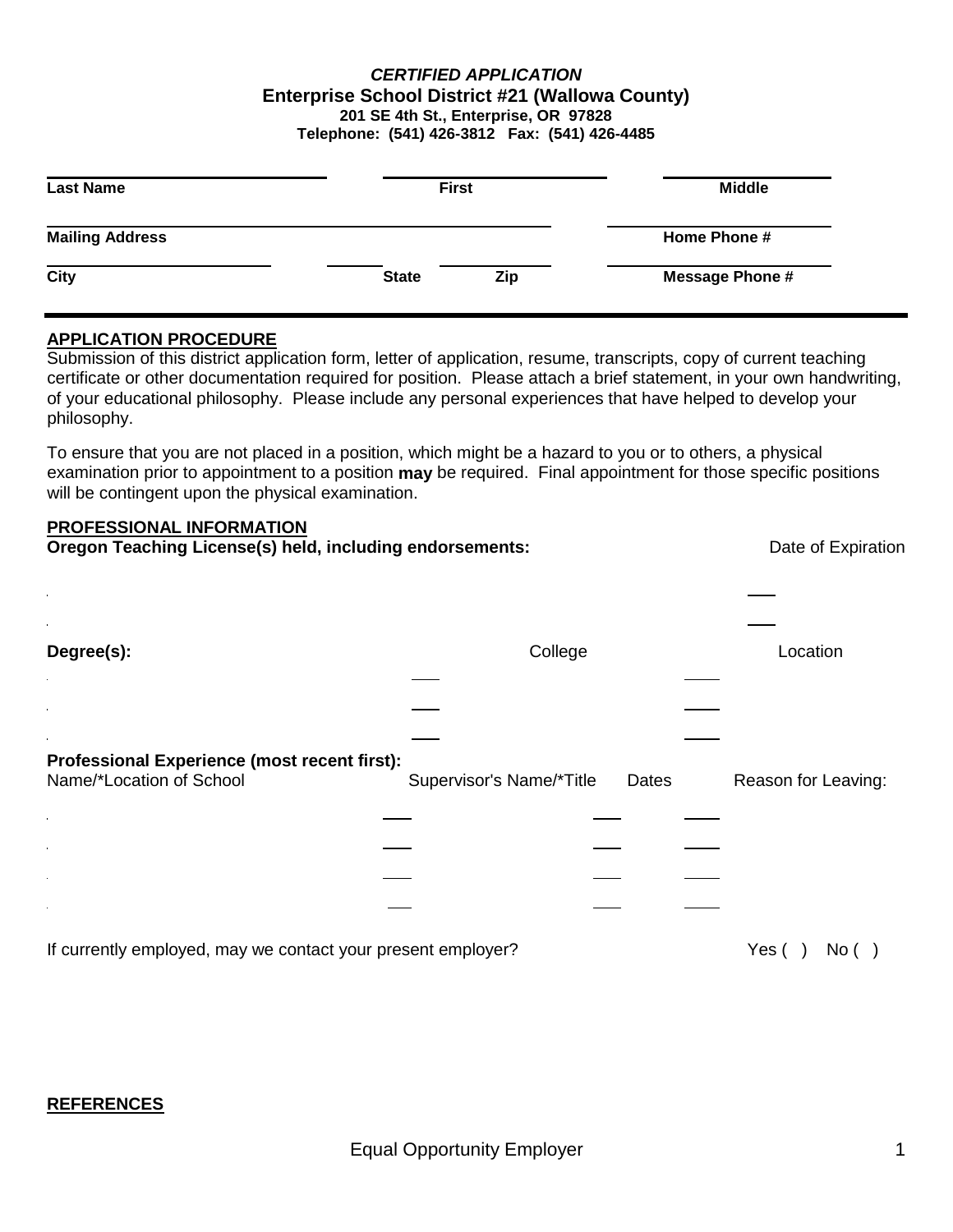***CERTIFIED APPLICATION***
**Enterprise School District #21 (Wallowa County)**
**201 SE 4th St., Enterprise, OR 97828**
**Telephone: (541) 426-3812 Fax: (541) 426-4485**

| **Last Name** | **First** | **Middle** |
|---|---|---|
| | | |

| **Mailing Address** | | | **Home Phone #** |
|---|---|---|---|
| **City** | **State** | **Zip** | **Message Phone #** |

---

**APPLICATION PROCEDURE**

Submission of this district application form, letter of application, resume, transcripts, copy of current teaching certificate or other documentation required for position. Please attach a brief statement, in your own handwriting, of your educational philosophy. Please include any personal experiences that have helped to develop your philosophy.

To ensure that you are not placed in a position, which might be a hazard to you or to others, a physical examination prior to appointment to a position **may** be required. Final appointment for those specific positions will be contingent upon the physical examination.

**PROFESSIONAL INFORMATION**

| **Oregon Teaching License(s) held, including endorsements:** | Date of Expiration |
|---|---|
| | |
| | |

| **Degree(s):** | College | Location |
|---|---|---|
| | | |
| | | |
| | | |

**Professional Experience (most recent first):**

| Name/*Location of School | Supervisor's Name/*Title | Dates | Reason for Leaving: |
|---|---|---|---|
| | | | |
| | | | |
| | | | |
| | | | |

If currently employed, may we contact your present employer? Yes ( ) No ( )

**REFERENCES**

Equal Opportunity Employer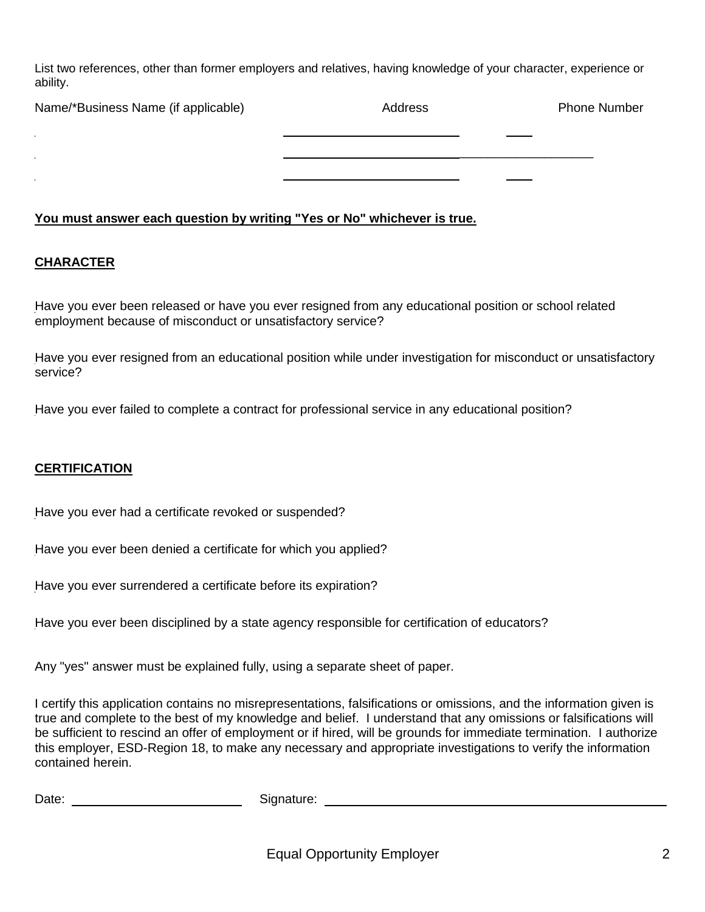List two references, other than former employers and relatives, having knowledge of your character, experience or ability.

| Name/*Business Name (if applicable) | Address | Phone Number |
| --- | --- | --- |
| | | |
| | | |
| | | |

**You must answer each question by writing "Yes or No" whichever is true.**

**CHARACTER**

Have you ever been released or have you ever resigned from any educational position or school related employment because of misconduct or unsatisfactory service?

Have you ever resigned from an educational position while under investigation for misconduct or unsatisfactory service?

Have you ever failed to complete a contract for professional service in any educational position?

**CERTIFICATION**

Have you ever had a certificate revoked or suspended?

Have you ever been denied a certificate for which you applied?

Have you ever surrendered a certificate before its expiration?

Have you ever been disciplined by a state agency responsible for certification of educators?

Any "yes" answer must be explained fully, using a separate sheet of paper.

I certify this application contains no misrepresentations, falsifications or omissions, and the information given is true and complete to the best of my knowledge and belief. I understand that any omissions or falsifications will be sufficient to rescind an offer of employment or if hired, will be grounds for immediate termination. I authorize this employer, ESD-Region 18, to make any necessary and appropriate investigations to verify the information contained herein.

Date: ______________________ Signature: ______________________________________________

Equal Opportunity Employer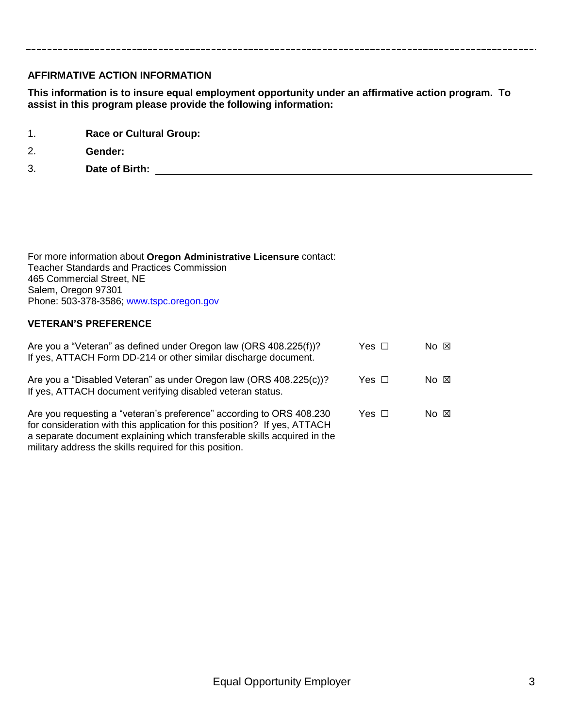---

**AFFIRMATIVE ACTION INFORMATION**

**This information is to insure equal employment opportunity under an affirmative action program. To assist in this program please provide the following information:**

1. **Race or Cultural Group:**
2. **Gender:**
3. **Date of Birth:** ____________________

For more information about **Oregon Administrative Licensure** contact:
Teacher Standards and Practices Commission
465 Commercial Street, NE
Salem, Oregon 97301
Phone: 503-378-3586; [www.tspc.oregon.gov](http://www.tspc.oregon.gov)

**VETERAN'S PREFERENCE**

| | | |
|---|---|---|
| Are you a "Veteran" as defined under Oregon law (ORS 408.225(f))? If yes, ATTACH Form DD-214 or other similar discharge document. | Yes ☐ | No ☒ |
| Are you a "Disabled Veteran" as under Oregon law (ORS 408.225(c))? If yes, ATTACH document verifying disabled veteran status. | Yes ☐ | No ☒ |
| Are you requesting a "veteran's preference" according to ORS 408.230 for consideration with this application for this position? If yes, ATTACH a separate document explaining which transferable skills acquired in the military address the skills required for this position. | Yes ☐ | No ☒ |

Equal Opportunity Employer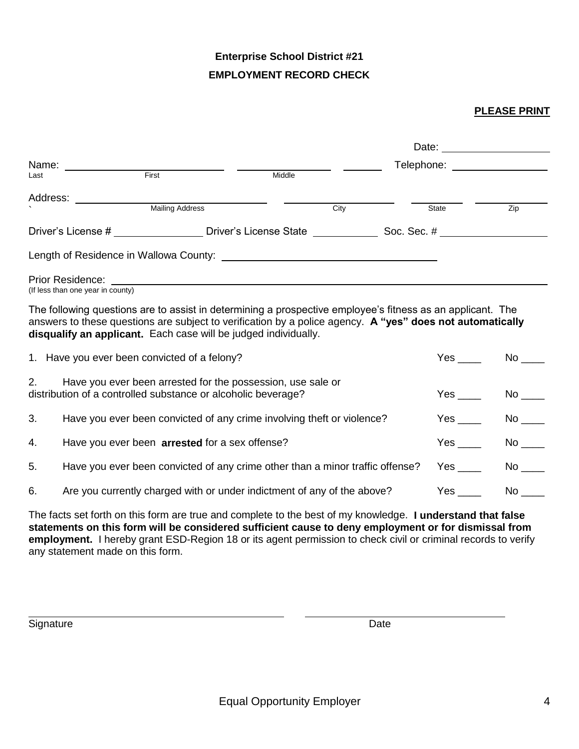**Enterprise School District #21**

**EMPLOYMENT RECORD CHECK**

**PLEASE PRINT**

Date: ____________________

Name: ______________________________ ________________ ________ Telephone: __________________
Last First Middle

Address: ______________________________ ____________________ __________ ____________
Mailing Address City State Zip

Driver's License # ________________ Driver's License State ____________ Soc. Sec. # ___________________

Length of Residence in Wallowa County: ______________________________________

Prior Residence: ______________________________________________________________
(If less than one year in county)

The following questions are to assist in determining a prospective employee's fitness as an applicant. The answers to these questions are subject to verification by a police agency. **A "yes" does not automatically disqualify an applicant.** Each case will be judged individually.

1. Have you ever been convicted of a felony? Yes ____ No ____

2. Have you ever been arrested for the possession, use sale or distribution of a controlled substance or alcoholic beverage? Yes ____ No ____

3. Have you ever been convicted of any crime involving theft or violence? Yes ____ No ____

4. Have you ever been **arrested** for a sex offense? Yes ____ No ____

5. Have you ever been convicted of any crime other than a minor traffic offense? Yes ____ No ____

6. Are you currently charged with or under indictment of any of the above? Yes ____ No ____

The facts set forth on this form are true and complete to the best of my knowledge. **I understand that false statements on this form will be considered sufficient cause to deny employment or for dismissal from employment.** I hereby grant ESD-Region 18 or its agent permission to check civil or criminal records to verify any statement made on this form.

______________________________________ ______________________________

Signature Date

Equal Opportunity Employer